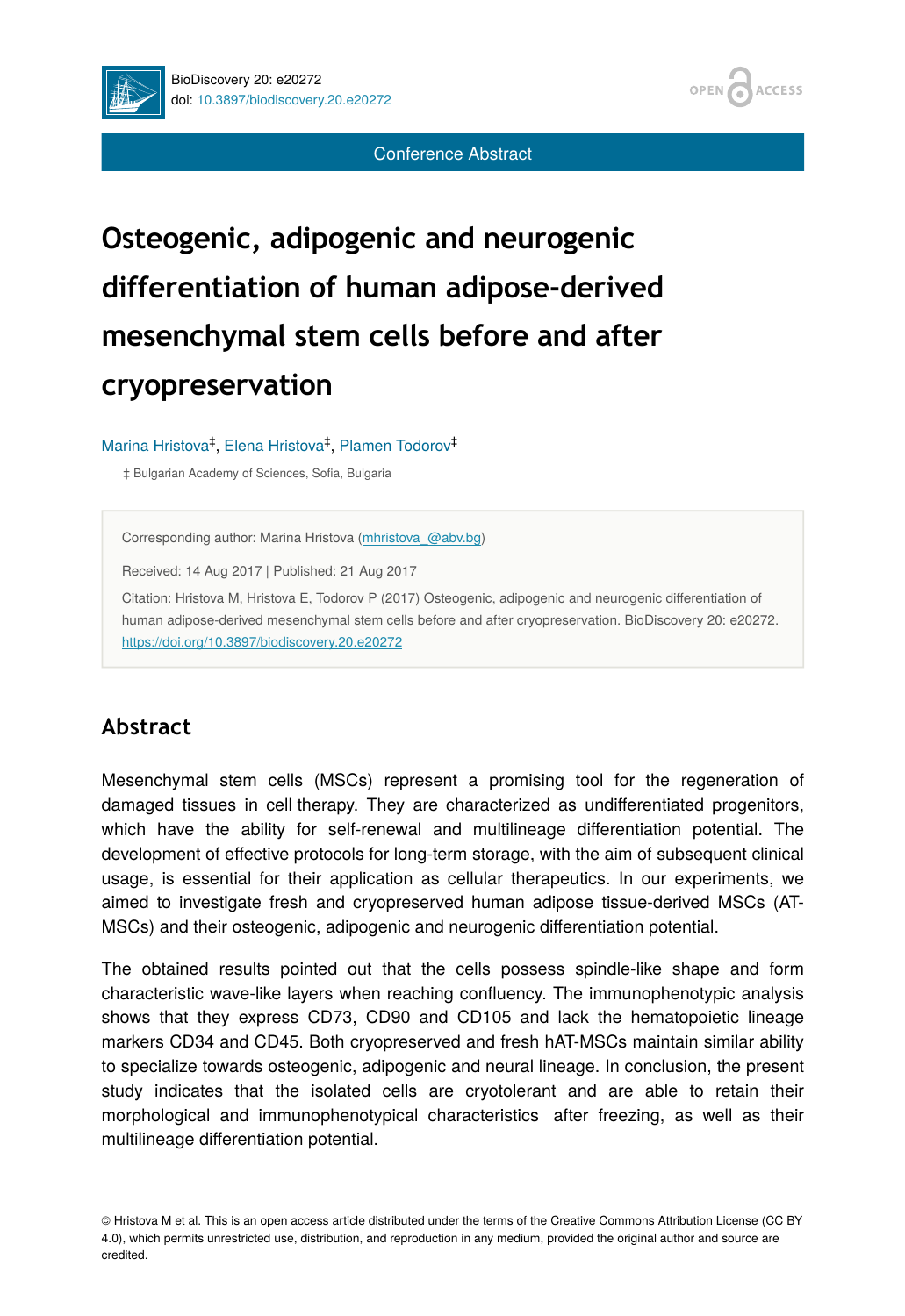Conference Abstract

# Osteogenic, adipogenic and neurogenic differentiation of human adipose-derived mesenchymal stem cells before and after cryopreservation

Marina Hristova[‡], Elena Hristova[‡], Plamen Todorov[‡]

[‡] Bulgarian Academy of Sciences, Sofia, Bulgaria

Corresponding author: Marina Hristova (mhristova_@abv.bg)

Received: 14 Aug 2017 | Published: 21 Aug 2017

Citation: Hristova M, Hristova E, Todorov P (2017) Osteogenic, adipogenic and neurogenic differentiation of human adipose-derived mesenchymal stem cells before and after cryopreservation. BioDiscovery 20: e20272. https://doi.org/10.3897/biodiscovery.20.e20272

## Abstract

Mesenchymal stem cells (MSCs) represent a promising tool for the regeneration of damaged tissues in cell therapy. They are characterized as undifferentiated progenitors, which have the ability for self-renewal and multilineage differentiation potential. The development of effective protocols for long-term storage, with the aim of subsequent clinical usage, is essential for their application as cellular therapeutics. In our experiments, we aimed to investigate fresh and cryopreserved human adipose tissue-derived MSCs (AT-MSCs) and their osteogenic, adipogenic and neurogenic differentiation potential.

The obtained results pointed out that the cells possess spindle-like shape and form characteristic wave-like layers when reaching confluency. The immunophenotypic analysis shows that they express CD73, CD90 and CD105 and lack the hematopoietic lineage markers CD34 and CD45. Both cryopreserved and fresh hAT-MSCs maintain similar ability to specialize towards osteogenic, adipogenic and neural lineage. In conclusion, the present study indicates that the isolated cells are cryotolerant and are able to retain their morphological and immunophenotypical characteristics after freezing, as well as their multilineage differentiation potential.

© Hristova M et al. This is an open access article distributed under the terms of the Creative Commons Attribution License (CC BY 4.0), which permits unrestricted use, distribution, and reproduction in any medium, provided the original author and source are credited.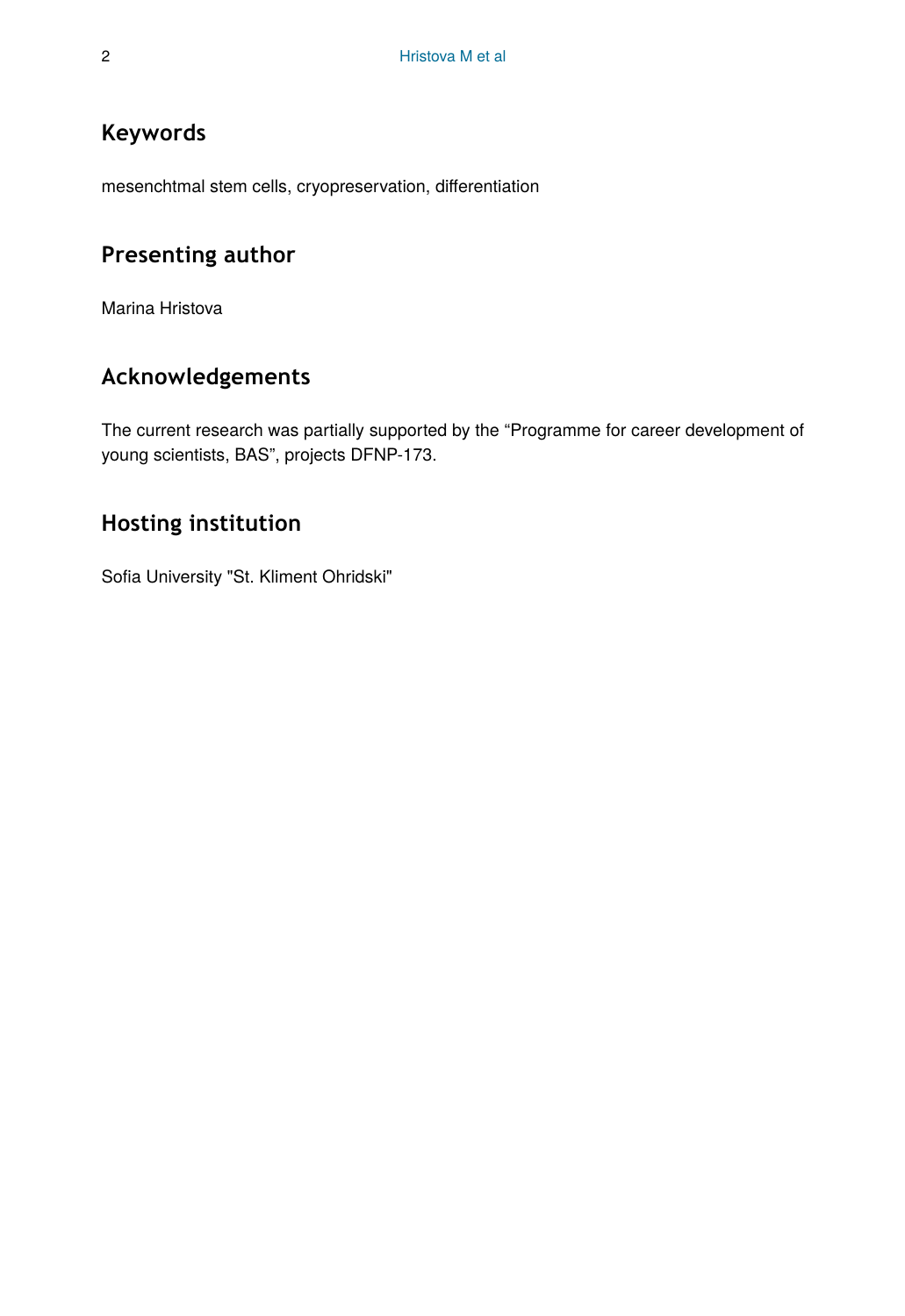## Keywords

mesenchtmal stem cells, cryopreservation, differentiation

## Presenting author

Marina Hristova

## Acknowledgements

The current research was partially supported by the “Programme for career development of young scientists, BAS”, projects DFNP-173.

## Hosting institution

Sofia University "St. Kliment Ohridski"